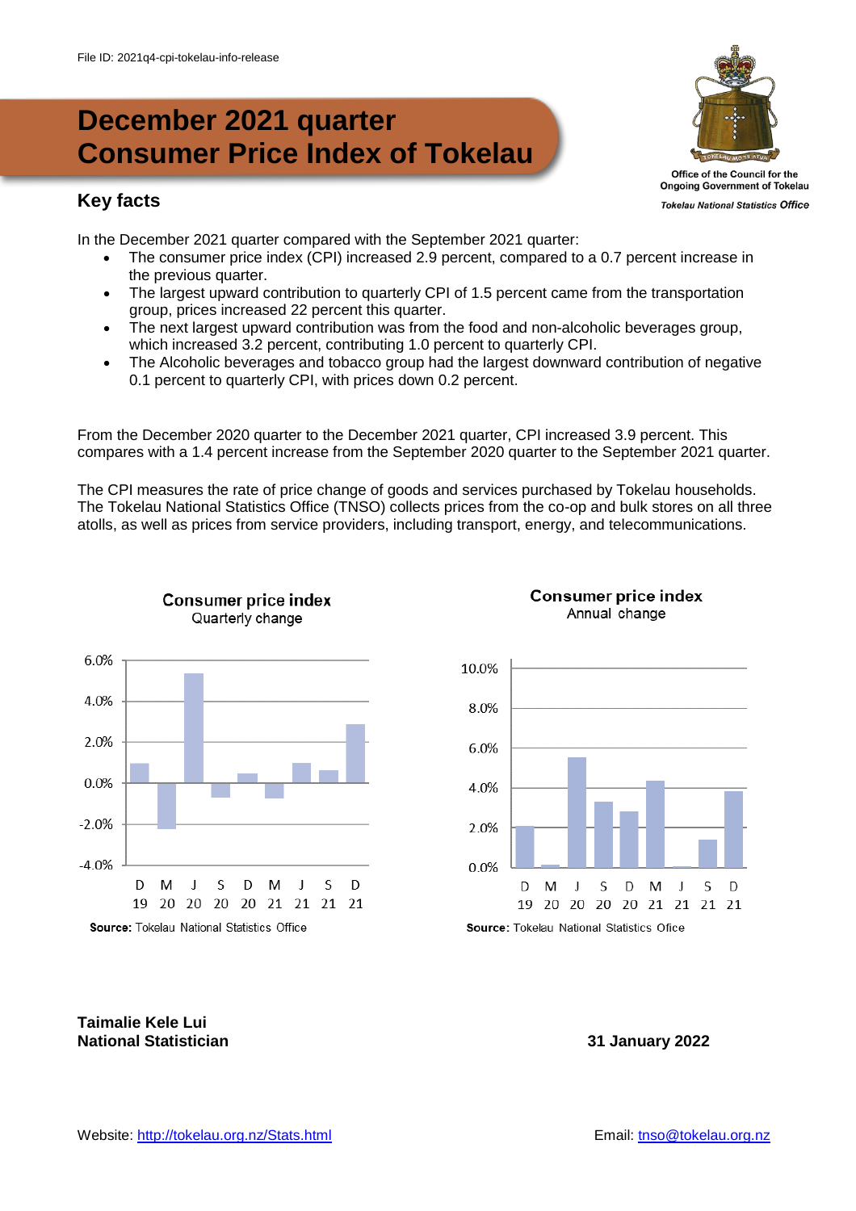File ID: 2021q4-cpi-tokelau-info-release

# December 2021 quarter Consumer Price Index of Tokelau

Office of the Council for the Ongoing Government of Tokelau

*Tokelau National Statistics Office*

## Key facts

In the December 2021 quarter compared with the September 2021 quarter:

- The consumer price index (CPI) increased 2.9 percent, compared to a 0.7 percent increase in the previous quarter.
- The largest upward contribution to quarterly CPI of 1.5 percent came from the transportation group, prices increased 22 percent this quarter.
- The next largest upward contribution was from the food and non-alcoholic beverages group, which increased 3.2 percent, contributing 1.0 percent to quarterly CPI.
- The Alcoholic beverages and tobacco group had the largest downward contribution of negative 0.1 percent to quarterly CPI, with prices down 0.2 percent.

From the December 2020 quarter to the December 2021 quarter, CPI increased 3.9 percent. This compares with a 1.4 percent increase from the September 2020 quarter to the September 2021 quarter.

The CPI measures the rate of price change of goods and services purchased by Tokelau households. The Tokelau National Statistics Office (TNSO) collects prices from the co-op and bulk stores on all three atolls, as well as prices from service providers, including transport, energy, and telecommunications.

**Consumer price index**
Quarterly change

(Bar chart: D 19 to D 21)

**Source:** Tokelau National Statistics Office

**Consumer price index**
Annual change

(Bar chart: D 19 to D 21)

**Source:** Tokelau National Statistics Ofice

**Taimalie Kele Lui**
**National Statistician**

**31 January 2022**

Website: http://tokelau.org.nz/Stats.html

Email: tnso@tokelau.org.nz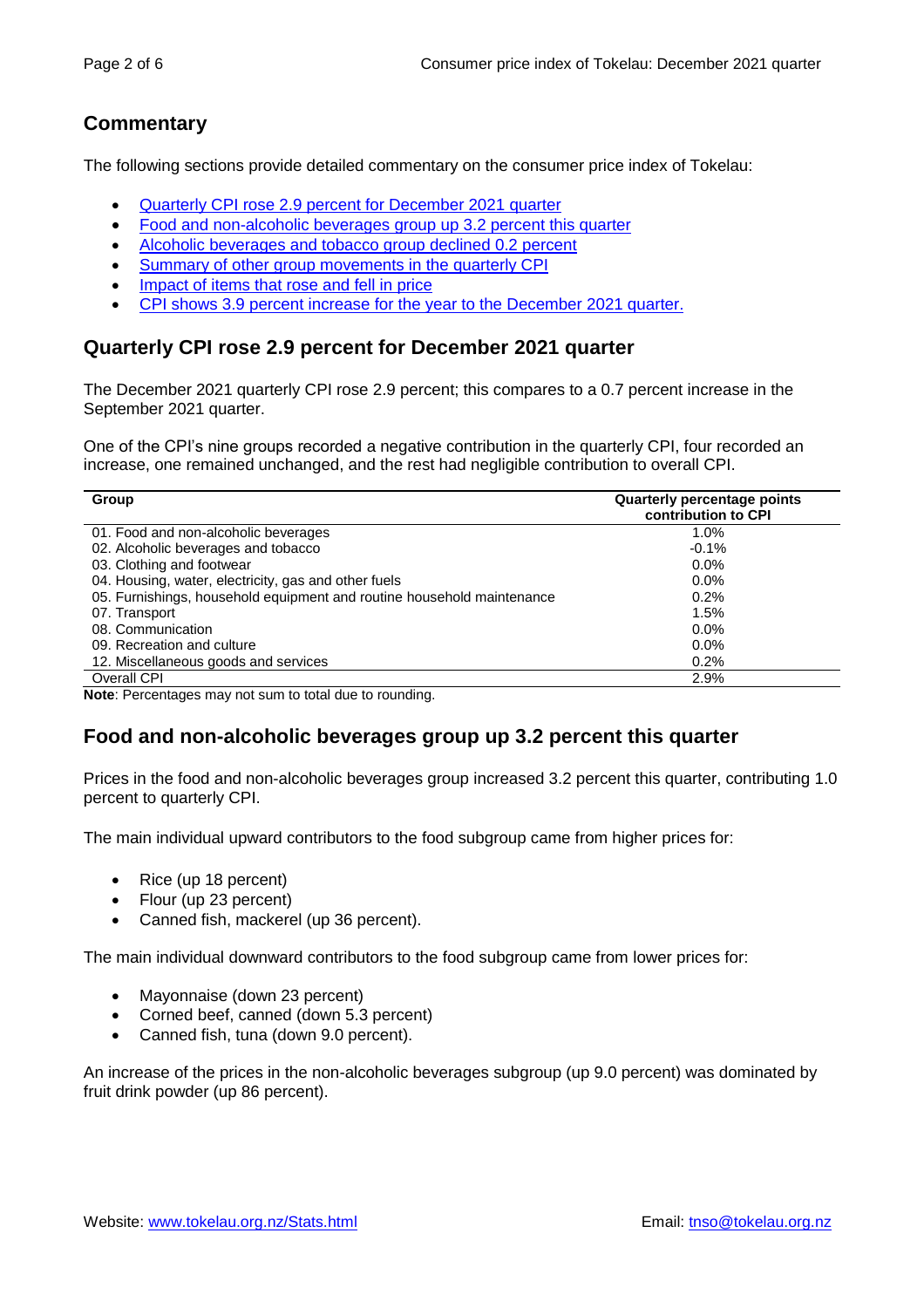## Commentary

The following sections provide detailed commentary on the consumer price index of Tokelau:

- Quarterly CPI rose 2.9 percent for December 2021 quarter
- Food and non-alcoholic beverages group up 3.2 percent this quarter
- Alcoholic beverages and tobacco group declined 0.2 percent
- Summary of other group movements in the quarterly CPI
- Impact of items that rose and fell in price
- CPI shows 3.9 percent increase for the year to the December 2021 quarter.

## Quarterly CPI rose 2.9 percent for December 2021 quarter

The December 2021 quarterly CPI rose 2.9 percent; this compares to a 0.7 percent increase in the September 2021 quarter.

One of the CPI's nine groups recorded a negative contribution in the quarterly CPI, four recorded an increase, one remained unchanged, and the rest had negligible contribution to overall CPI.

| Group | Quarterly percentage points contribution to CPI |
|---|---|
| 01. Food and non-alcoholic beverages | 1.0% |
| 02. Alcoholic beverages and tobacco | -0.1% |
| 03. Clothing and footwear | 0.0% |
| 04. Housing, water, electricity, gas and other fuels | 0.0% |
| 05. Furnishings, household equipment and routine household maintenance | 0.2% |
| 07. Transport | 1.5% |
| 08. Communication | 0.0% |
| 09. Recreation and culture | 0.0% |
| 12. Miscellaneous goods and services | 0.2% |
| Overall CPI | 2.9% |

**Note**: Percentages may not sum to total due to rounding.

## Food and non-alcoholic beverages group up 3.2 percent this quarter

Prices in the food and non-alcoholic beverages group increased 3.2 percent this quarter, contributing 1.0 percent to quarterly CPI.

The main individual upward contributors to the food subgroup came from higher prices for:

- Rice (up 18 percent)
- Flour (up 23 percent)
- Canned fish, mackerel (up 36 percent).

The main individual downward contributors to the food subgroup came from lower prices for:

- Mayonnaise (down 23 percent)
- Corned beef, canned (down 5.3 percent)
- Canned fish, tuna (down 9.0 percent).

An increase of the prices in the non-alcoholic beverages subgroup (up 9.0 percent) was dominated by fruit drink powder (up 86 percent).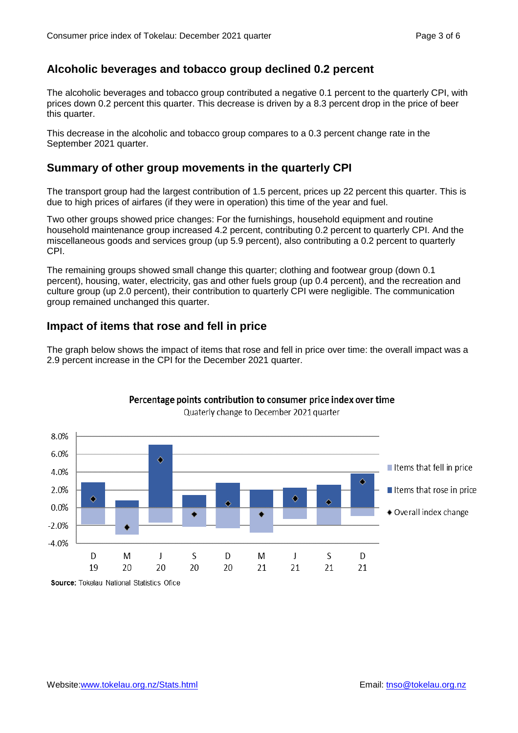## Alcoholic beverages and tobacco group declined 0.2 percent

The alcoholic beverages and tobacco group contributed a negative 0.1 percent to the quarterly CPI, with prices down 0.2 percent this quarter. This decrease is driven by a 8.3 percent drop in the price of beer this quarter.

This decrease in the alcoholic and tobacco group compares to a 0.3 percent change rate in the September 2021 quarter.

## Summary of other group movements in the quarterly CPI

The transport group had the largest contribution of 1.5 percent, prices up 22 percent this quarter. This is due to high prices of airfares (if they were in operation) this time of the year and fuel.

Two other groups showed price changes: For the furnishings, household equipment and routine household maintenance group increased 4.2 percent, contributing 0.2 percent to quarterly CPI. And the miscellaneous goods and services group (up 5.9 percent), also contributing a 0.2 percent to quarterly CPI.

The remaining groups showed small change this quarter; clothing and footwear group (down 0.1 percent), housing, water, electricity, gas and other fuels group (up 0.4 percent), and the recreation and culture group (up 2.0 percent), their contribution to quarterly CPI were negligible. The communication group remained unchanged this quarter.

## Impact of items that rose and fell in price

The graph below shows the impact of items that rose and fell in price over time: the overall impact was a 2.9 percent increase in the CPI for the December 2021 quarter.

**Percentage points contribution to consumer price index over time**

Quaterly change to December 2021 quarter

**Source:** Tokelau National Statistics Ofice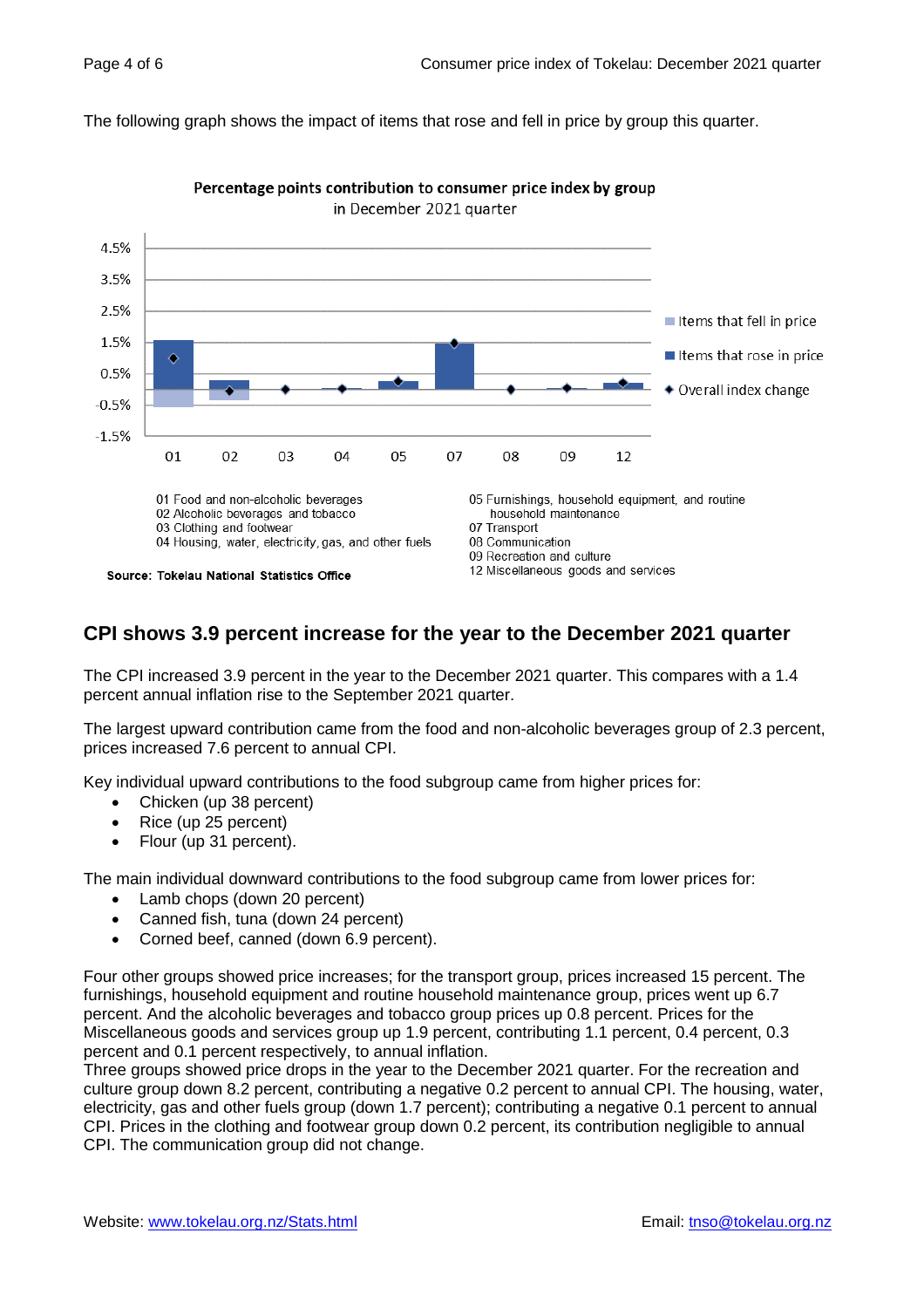The following graph shows the impact of items that rose and fell in price by group this quarter.

**Percentage points contribution to consumer price index by group**
in December 2021 quarter

01 Food and non-alcoholic beverages
02 Alcoholic beverages and tobacco
03 Clothing and footwear
04 Housing, water, electricity, gas, and other fuels
05 Furnishings, household equipment, and routine household maintenance
07 Transport
08 Communication
09 Recreation and culture
12 Miscellaneous goods and services

**Source: Tokelau National Statistics Office**

## CPI shows 3.9 percent increase for the year to the December 2021 quarter

The CPI increased 3.9 percent in the year to the December 2021 quarter. This compares with a 1.4 percent annual inflation rise to the September 2021 quarter.

The largest upward contribution came from the food and non-alcoholic beverages group of 2.3 percent, prices increased 7.6 percent to annual CPI.

Key individual upward contributions to the food subgroup came from higher prices for:

- Chicken (up 38 percent)
- Rice (up 25 percent)
- Flour (up 31 percent).

The main individual downward contributions to the food subgroup came from lower prices for:

- Lamb chops (down 20 percent)
- Canned fish, tuna (down 24 percent)
- Corned beef, canned (down 6.9 percent).

Four other groups showed price increases; for the transport group, prices increased 15 percent. The furnishings, household equipment and routine household maintenance group, prices went up 6.7 percent. And the alcoholic beverages and tobacco group prices up 0.8 percent. Prices for the Miscellaneous goods and services group up 1.9 percent, contributing 1.1 percent, 0.4 percent, 0.3 percent and 0.1 percent respectively, to annual inflation.

Three groups showed price drops in the year to the December 2021 quarter. For the recreation and culture group down 8.2 percent, contributing a negative 0.2 percent to annual CPI. The housing, water, electricity, gas and other fuels group (down 1.7 percent); contributing a negative 0.1 percent to annual CPI. Prices in the clothing and footwear group down 0.2 percent, its contribution negligible to annual CPI. The communication group did not change.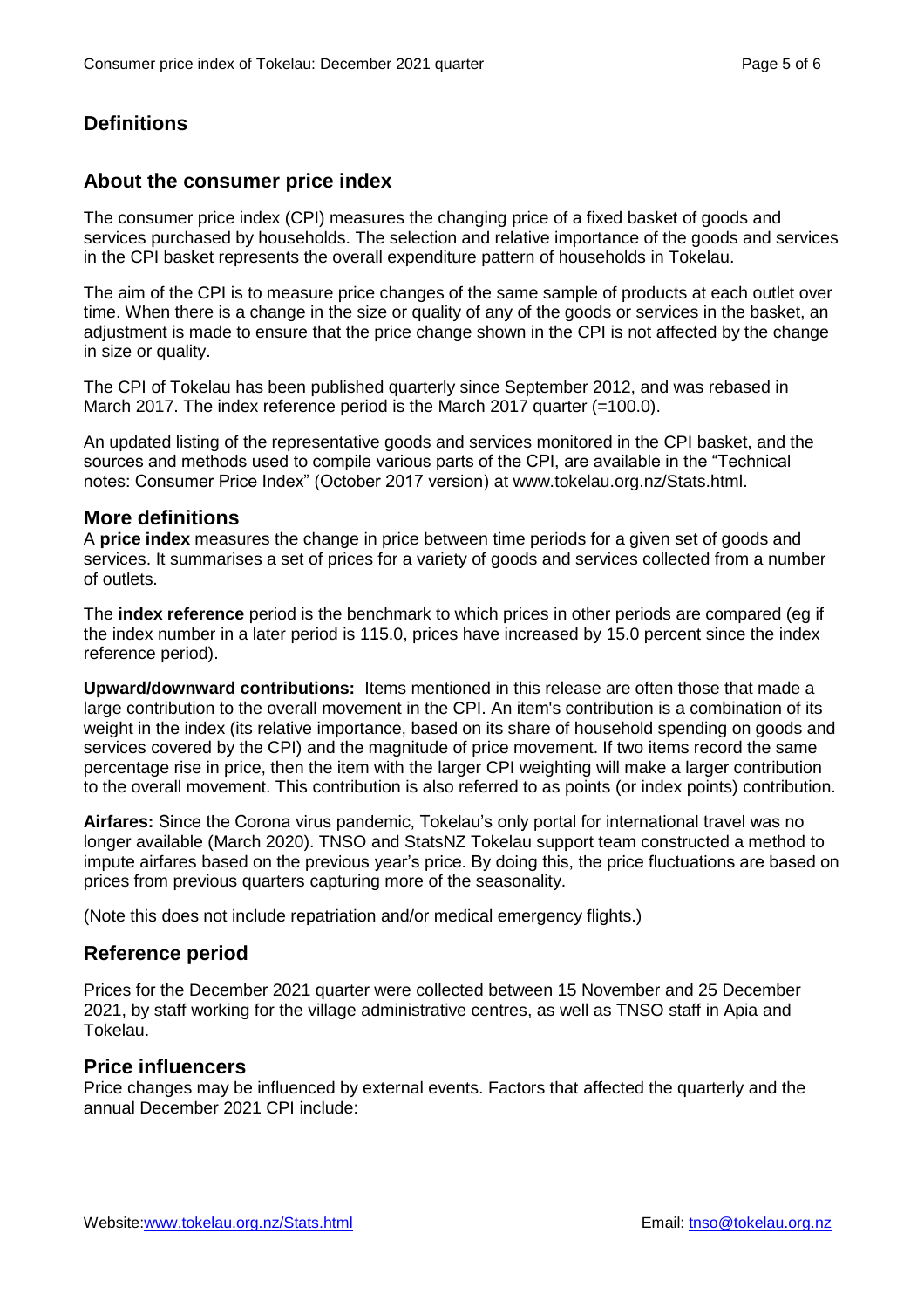## Definitions

## About the consumer price index

The consumer price index (CPI) measures the changing price of a fixed basket of goods and services purchased by households. The selection and relative importance of the goods and services in the CPI basket represents the overall expenditure pattern of households in Tokelau.

The aim of the CPI is to measure price changes of the same sample of products at each outlet over time. When there is a change in the size or quality of any of the goods or services in the basket, an adjustment is made to ensure that the price change shown in the CPI is not affected by the change in size or quality.

The CPI of Tokelau has been published quarterly since September 2012, and was rebased in March 2017. The index reference period is the March 2017 quarter (=100.0).

An updated listing of the representative goods and services monitored in the CPI basket, and the sources and methods used to compile various parts of the CPI, are available in the "Technical notes: Consumer Price Index" (October 2017 version) at www.tokelau.org.nz/Stats.html.

### More definitions

A **price index** measures the change in price between time periods for a given set of goods and services. It summarises a set of prices for a variety of goods and services collected from a number of outlets.

The **index reference** period is the benchmark to which prices in other periods are compared (eg if the index number in a later period is 115.0, prices have increased by 15.0 percent since the index reference period).

**Upward/downward contributions:** Items mentioned in this release are often those that made a large contribution to the overall movement in the CPI. An item's contribution is a combination of its weight in the index (its relative importance, based on its share of household spending on goods and services covered by the CPI) and the magnitude of price movement. If two items record the same percentage rise in price, then the item with the larger CPI weighting will make a larger contribution to the overall movement. This contribution is also referred to as points (or index points) contribution.

**Airfares:** Since the Corona virus pandemic, Tokelau's only portal for international travel was no longer available (March 2020). TNSO and StatsNZ Tokelau support team constructed a method to impute airfares based on the previous year's price. By doing this, the price fluctuations are based on prices from previous quarters capturing more of the seasonality.

(Note this does not include repatriation and/or medical emergency flights.)

## Reference period

Prices for the December 2021 quarter were collected between 15 November and 25 December 2021, by staff working for the village administrative centres, as well as TNSO staff in Apia and Tokelau.

### Price influencers

Price changes may be influenced by external events. Factors that affected the quarterly and the annual December 2021 CPI include: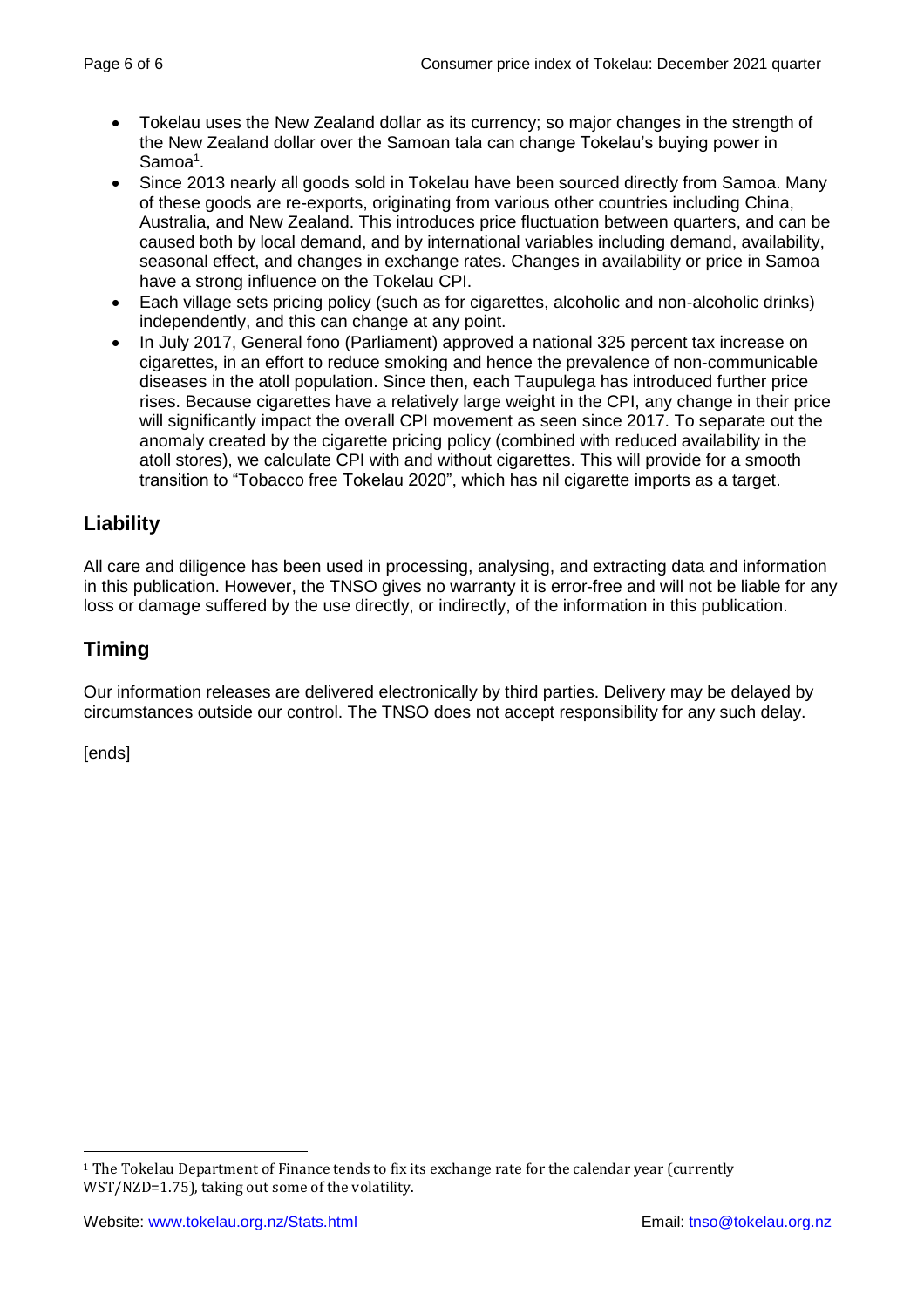- Tokelau uses the New Zealand dollar as its currency; so major changes in the strength of the New Zealand dollar over the Samoan tala can change Tokelau's buying power in Samoa[1].
- Since 2013 nearly all goods sold in Tokelau have been sourced directly from Samoa. Many of these goods are re-exports, originating from various other countries including China, Australia, and New Zealand. This introduces price fluctuation between quarters, and can be caused both by local demand, and by international variables including demand, availability, seasonal effect, and changes in exchange rates. Changes in availability or price in Samoa have a strong influence on the Tokelau CPI.
- Each village sets pricing policy (such as for cigarettes, alcoholic and non-alcoholic drinks) independently, and this can change at any point.
- In July 2017, General fono (Parliament) approved a national 325 percent tax increase on cigarettes, in an effort to reduce smoking and hence the prevalence of non-communicable diseases in the atoll population. Since then, each Taupulega has introduced further price rises. Because cigarettes have a relatively large weight in the CPI, any change in their price will significantly impact the overall CPI movement as seen since 2017. To separate out the anomaly created by the cigarette pricing policy (combined with reduced availability in the atoll stores), we calculate CPI with and without cigarettes. This will provide for a smooth transition to "Tobacco free Tokelau 2020", which has nil cigarette imports as a target.

## Liability

All care and diligence has been used in processing, analysing, and extracting data and information in this publication. However, the TNSO gives no warranty it is error-free and will not be liable for any loss or damage suffered by the use directly, or indirectly, of the information in this publication.

## Timing

Our information releases are delivered electronically by third parties. Delivery may be delayed by circumstances outside our control. The TNSO does not accept responsibility for any such delay.

[ends]

[1] The Tokelau Department of Finance tends to fix its exchange rate for the calendar year (currently WST/NZD=1.75), taking out some of the volatility.

Website: www.tokelau.org.nz/Stats.html Email: tnso@tokelau.org.nz